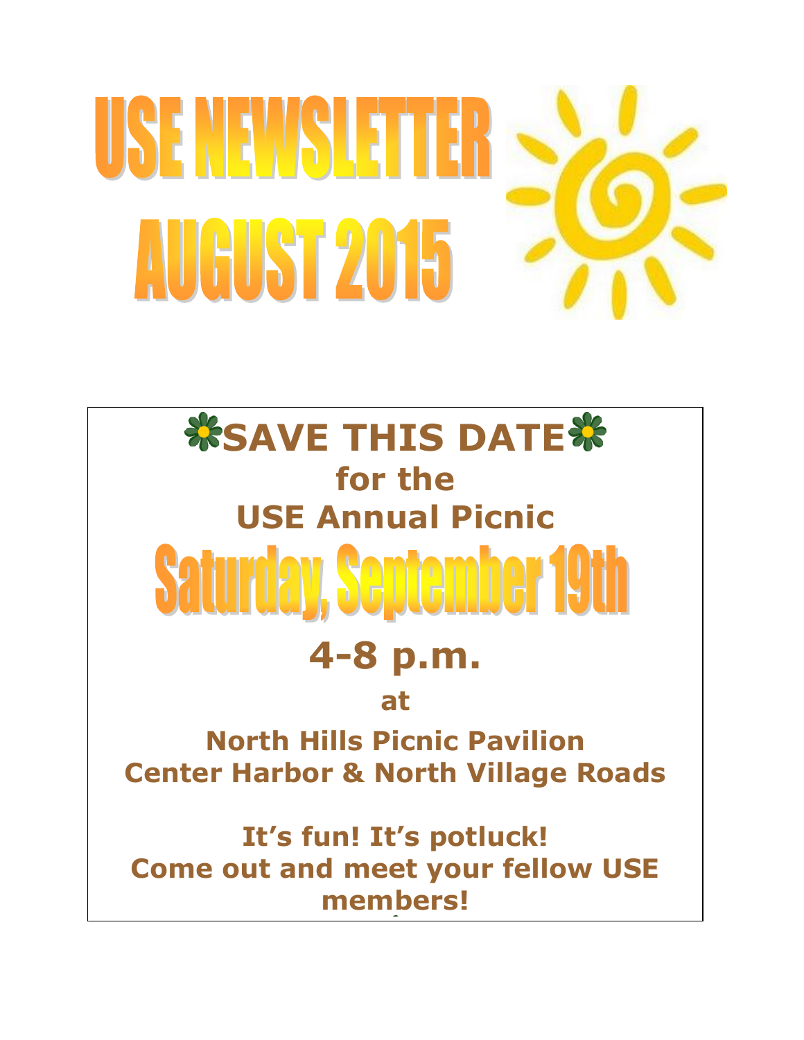# USE NEWSLETTER AUGUST 2015

## SAVE THIS DATE

**for the**

**USE Annual Picnic**

## Saturday, September 19th

## 4-8 p.m.

**at**

**North Hills Picnic Pavilion**
**Center Harbor & North Village Roads**

**It's fun! It's potluck!**
**Come out and meet your fellow USE members!**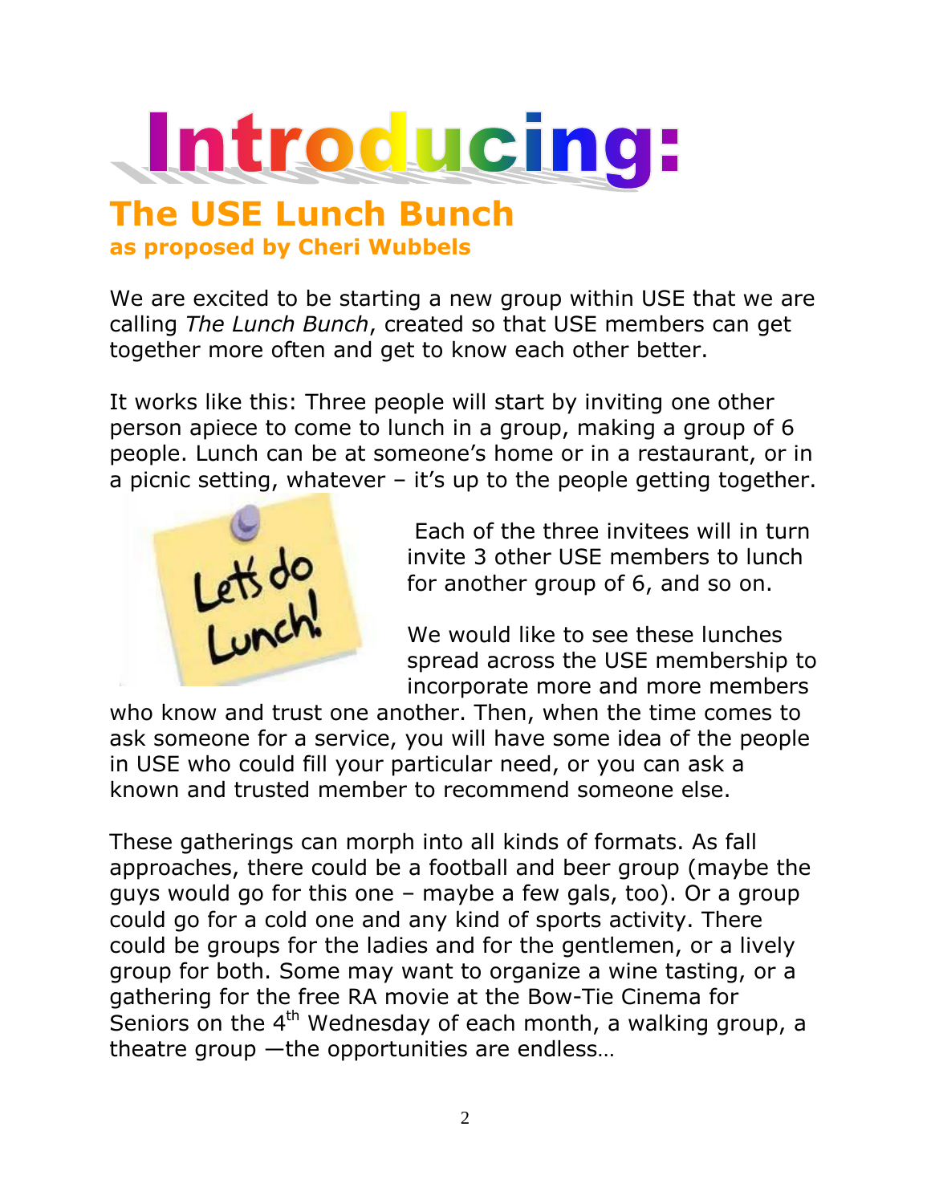# Introducing:

## The USE Lunch Bunch

**as proposed by Cheri Wubbels**

We are excited to be starting a new group within USE that we are calling *The Lunch Bunch*, created so that USE members can get together more often and get to know each other better.

It works like this: Three people will start by inviting one other person apiece to come to lunch in a group, making a group of 6 people. Lunch can be at someone's home or in a restaurant, or in a picnic setting, whatever – it's up to the people getting together.

Each of the three invitees will in turn invite 3 other USE members to lunch for another group of 6, and so on.

We would like to see these lunches spread across the USE membership to incorporate more and more members who know and trust one another. Then, when the time comes to ask someone for a service, you will have some idea of the people in USE who could fill your particular need, or you can ask a known and trusted member to recommend someone else.

These gatherings can morph into all kinds of formats. As fall approaches, there could be a football and beer group (maybe the guys would go for this one – maybe a few gals, too). Or a group could go for a cold one and any kind of sports activity. There could be groups for the ladies and for the gentlemen, or a lively group for both. Some may want to organize a wine tasting, or a gathering for the free RA movie at the Bow-Tie Cinema for Seniors on the 4th Wednesday of each month, a walking group, a theatre group —the opportunities are endless…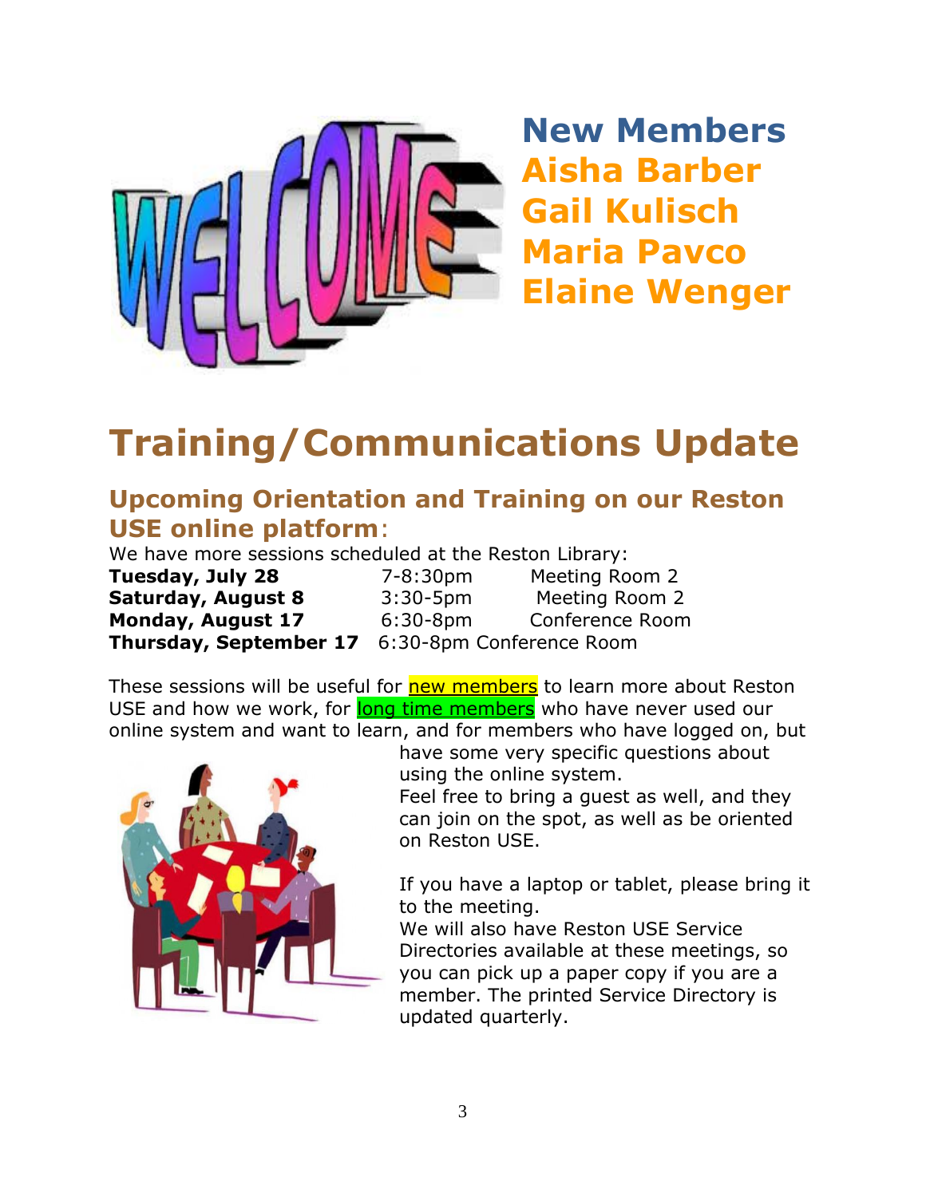## New Members

**Aisha Barber**
**Gail Kulisch**
**Maria Pavco**
**Elaine Wenger**

# Training/Communications Update

## Upcoming Orientation and Training on our Reston USE online platform:

We have more sessions scheduled at the Reston Library:

| | | |
|---|---|---|
| **Tuesday, July 28** | 7-8:30pm | Meeting Room 2 |
| **Saturday, August 8** | 3:30-5pm | Meeting Room 2 |
| **Monday, August 17** | 6:30-8pm | Conference Room |
| **Thursday, September 17** | 6:30-8pm | Conference Room |

These sessions will be useful for new members to learn more about Reston USE and how we work, for long time members who have never used our online system and want to learn, and for members who have logged on, but have some very specific questions about using the online system.

Feel free to bring a guest as well, and they can join on the spot, as well as be oriented on Reston USE.

If you have a laptop or tablet, please bring it to the meeting.

We will also have Reston USE Service Directories available at these meetings, so you can pick up a paper copy if you are a member. The printed Service Directory is updated quarterly.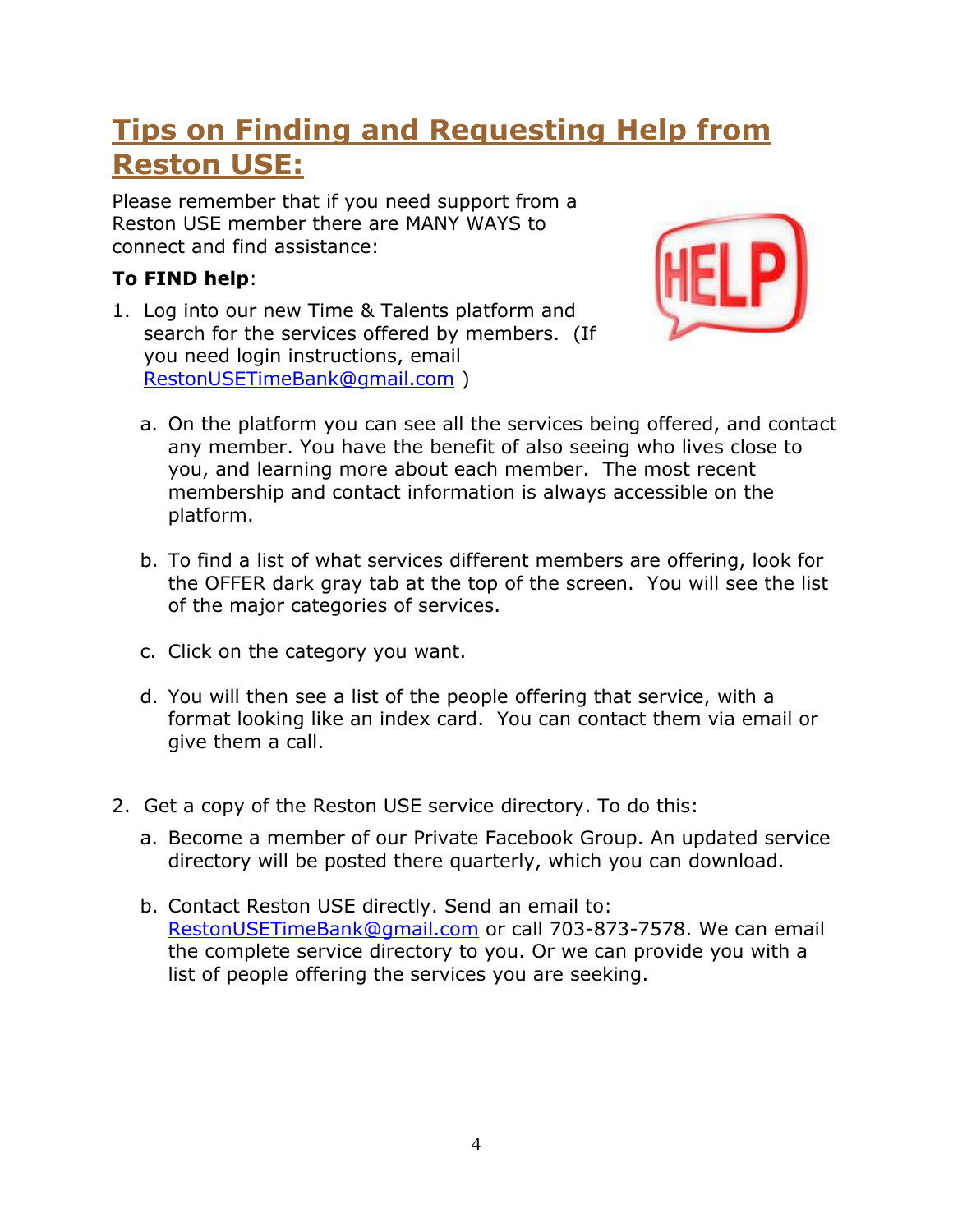# Tips on Finding and Requesting Help from Reston USE:

Please remember that if you need support from a Reston USE member there are MANY WAYS to connect and find assistance:

**To FIND help**:

1. Log into our new Time & Talents platform and search for the services offered by members. (If you need login instructions, email RestonUSETimeBank@gmail.com )

   a. On the platform you can see all the services being offered, and contact any member. You have the benefit of also seeing who lives close to you, and learning more about each member. The most recent membership and contact information is always accessible on the platform.

   b. To find a list of what services different members are offering, look for the OFFER dark gray tab at the top of the screen. You will see the list of the major categories of services.

   c. Click on the category you want.

   d. You will then see a list of the people offering that service, with a format looking like an index card. You can contact them via email or give them a call.

2. Get a copy of the Reston USE service directory. To do this:

   a. Become a member of our Private Facebook Group. An updated service directory will be posted there quarterly, which you can download.

   b. Contact Reston USE directly. Send an email to: RestonUSETimeBank@gmail.com or call 703-873-7578. We can email the complete service directory to you. Or we can provide you with a list of people offering the services you are seeking.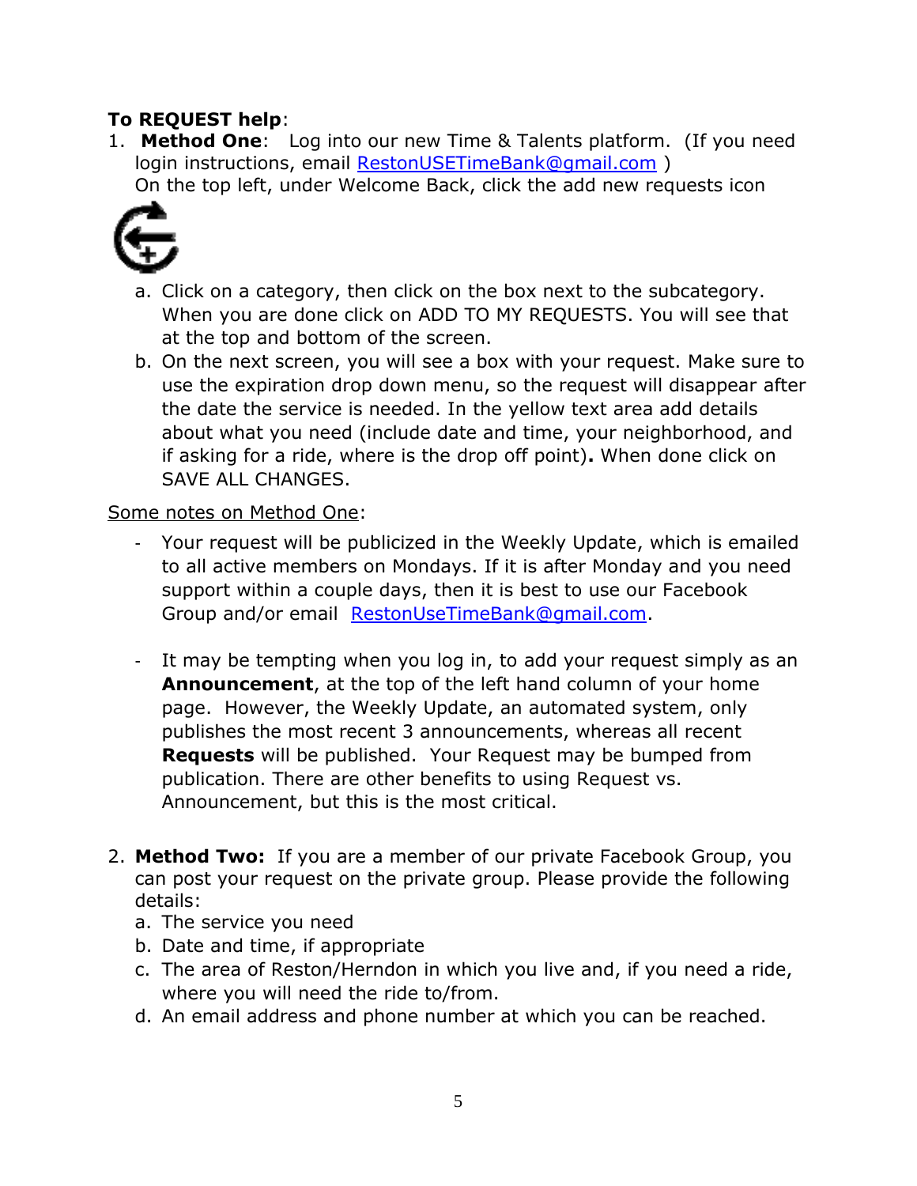**To REQUEST help**:

1. **Method One**: Log into our new Time & Talents platform. (If you need login instructions, email RestonUSETimeBank@gmail.com )
   On the top left, under Welcome Back, click the add new requests icon
   a. Click on a category, then click on the box next to the subcategory. When you are done click on ADD TO MY REQUESTS. You will see that at the top and bottom of the screen.
   b. On the next screen, you will see a box with your request. Make sure to use the expiration drop down menu, so the request will disappear after the date the service is needed. In the yellow text area add details about what you need (include date and time, your neighborhood, and if asking for a ride, where is the drop off point)**.** When done click on SAVE ALL CHANGES.

Some notes on Method One:

- Your request will be publicized in the Weekly Update, which is emailed to all active members on Mondays. If it is after Monday and you need support within a couple days, then it is best to use our Facebook Group and/or email RestonUseTimeBank@gmail.com.

- It may be tempting when you log in, to add your request simply as an **Announcement**, at the top of the left hand column of your home page. However, the Weekly Update, an automated system, only publishes the most recent 3 announcements, whereas all recent **Requests** will be published. Your Request may be bumped from publication. There are other benefits to using Request vs. Announcement, but this is the most critical.

2. **Method Two:** If you are a member of our private Facebook Group, you can post your request on the private group. Please provide the following details:
   a. The service you need
   b. Date and time, if appropriate
   c. The area of Reston/Herndon in which you live and, if you need a ride, where you will need the ride to/from.
   d. An email address and phone number at which you can be reached.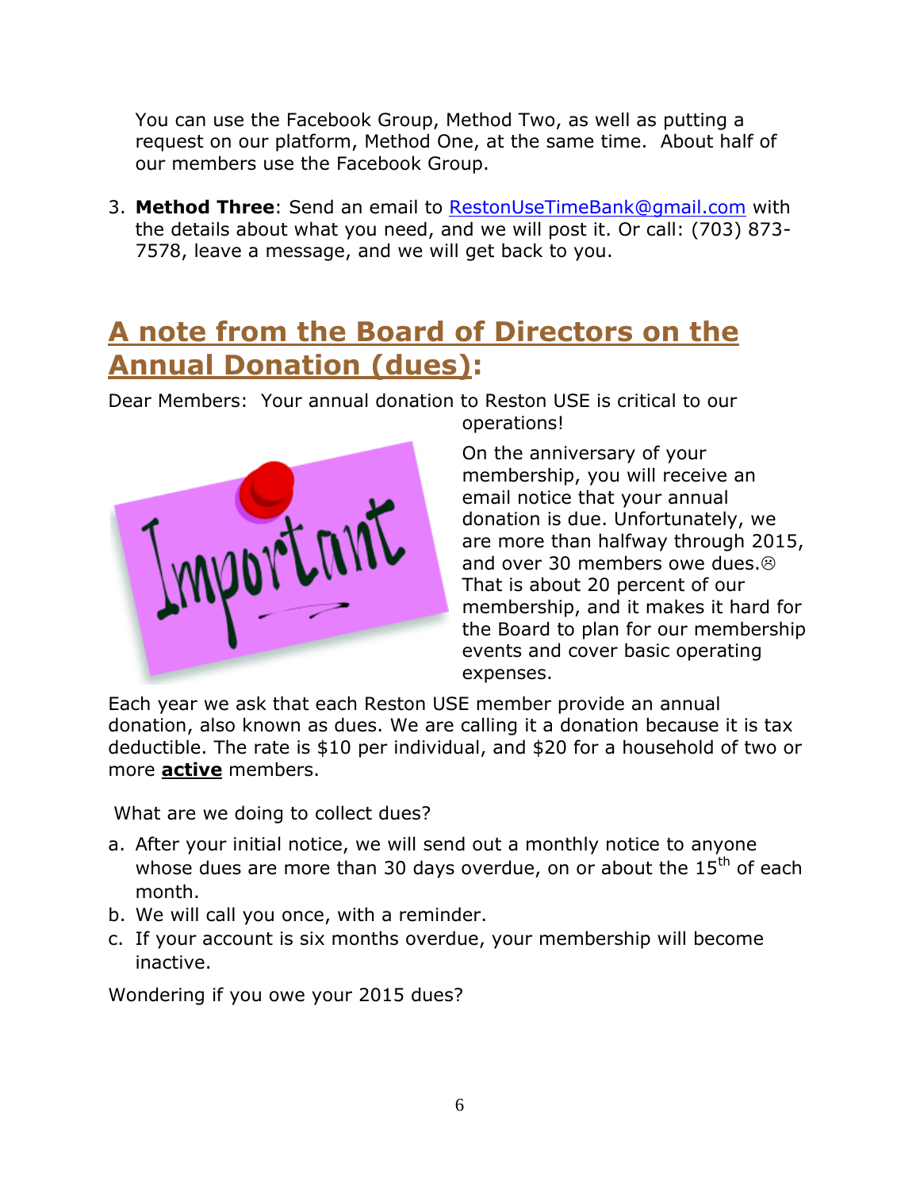You can use the Facebook Group, Method Two, as well as putting a request on our platform, Method One, at the same time. About half of our members use the Facebook Group.

3. **Method Three**: Send an email to [RestonUseTimeBank@gmail.com](mailto:RestonUseTimeBank@gmail.com) with the details about what you need, and we will post it. Or call: (703) 873-7578, leave a message, and we will get back to you.

## A note from the Board of Directors on the Annual Donation (dues):

Dear Members: Your annual donation to Reston USE is critical to our operations!

On the anniversary of your membership, you will receive an email notice that your annual donation is due. Unfortunately, we are more than halfway through 2015, and over 30 members owe dues.☹ That is about 20 percent of our membership, and it makes it hard for the Board to plan for our membership events and cover basic operating expenses.

Each year we ask that each Reston USE member provide an annual donation, also known as dues. We are calling it a donation because it is tax deductible. The rate is $10 per individual, and $20 for a household of two or more **active** members.

What are we doing to collect dues?

a. After your initial notice, we will send out a monthly notice to anyone whose dues are more than 30 days overdue, on or about the 15th of each month.
b. We will call you once, with a reminder.
c. If your account is six months overdue, your membership will become inactive.

Wondering if you owe your 2015 dues?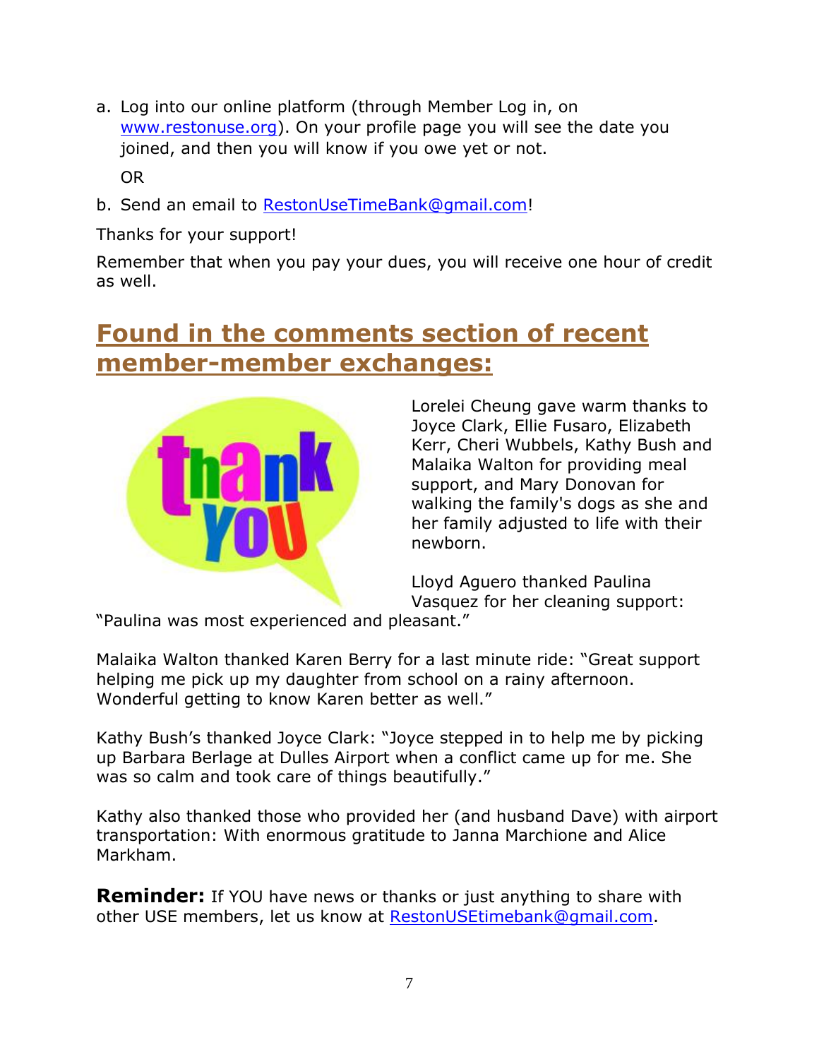a. Log into our online platform (through Member Log in, on www.restonuse.org). On your profile page you will see the date you joined, and then you will know if you owe yet or not.

   OR

b. Send an email to RestonUseTimeBank@gmail.com!

Thanks for your support!

Remember that when you pay your dues, you will receive one hour of credit as well.

## Found in the comments section of recent member-member exchanges:

Lorelei Cheung gave warm thanks to Joyce Clark, Ellie Fusaro, Elizabeth Kerr, Cheri Wubbels, Kathy Bush and Malaika Walton for providing meal support, and Mary Donovan for walking the family's dogs as she and her family adjusted to life with their newborn.

Lloyd Aguero thanked Paulina Vasquez for her cleaning support: "Paulina was most experienced and pleasant."

Malaika Walton thanked Karen Berry for a last minute ride: "Great support helping me pick up my daughter from school on a rainy afternoon. Wonderful getting to know Karen better as well."

Kathy Bush's thanked Joyce Clark: "Joyce stepped in to help me by picking up Barbara Berlage at Dulles Airport when a conflict came up for me. She was so calm and took care of things beautifully."

Kathy also thanked those who provided her (and husband Dave) with airport transportation: With enormous gratitude to Janna Marchione and Alice Markham.

**Reminder:** If YOU have news or thanks or just anything to share with other USE members, let us know at RestonUSEtimebank@gmail.com.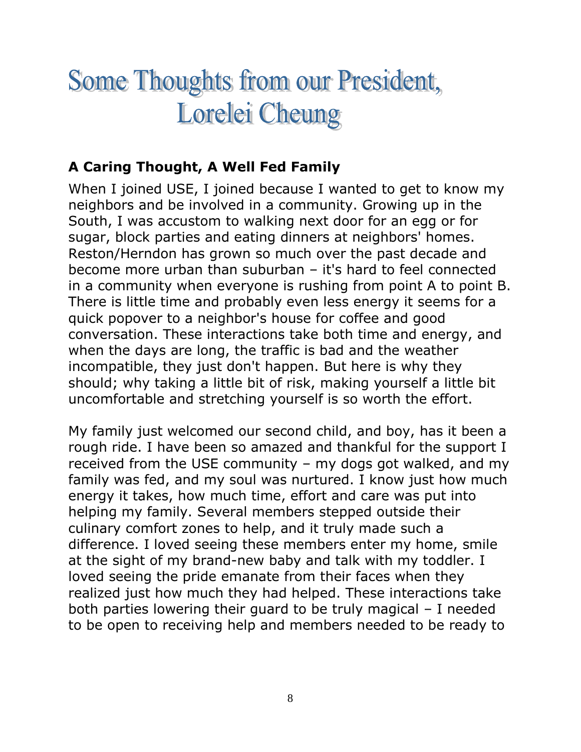# Some Thoughts from our President, Lorelei Cheung

## A Caring Thought, A Well Fed Family

When I joined USE, I joined because I wanted to get to know my neighbors and be involved in a community. Growing up in the South, I was accustom to walking next door for an egg or for sugar, block parties and eating dinners at neighbors' homes. Reston/Herndon has grown so much over the past decade and become more urban than suburban – it's hard to feel connected in a community when everyone is rushing from point A to point B. There is little time and probably even less energy it seems for a quick popover to a neighbor's house for coffee and good conversation. These interactions take both time and energy, and when the days are long, the traffic is bad and the weather incompatible, they just don't happen. But here is why they should; why taking a little bit of risk, making yourself a little bit uncomfortable and stretching yourself is so worth the effort.

My family just welcomed our second child, and boy, has it been a rough ride. I have been so amazed and thankful for the support I received from the USE community – my dogs got walked, and my family was fed, and my soul was nurtured. I know just how much energy it takes, how much time, effort and care was put into helping my family. Several members stepped outside their culinary comfort zones to help, and it truly made such a difference. I loved seeing these members enter my home, smile at the sight of my brand-new baby and talk with my toddler. I loved seeing the pride emanate from their faces when they realized just how much they had helped. These interactions take both parties lowering their guard to be truly magical – I needed to be open to receiving help and members needed to be ready to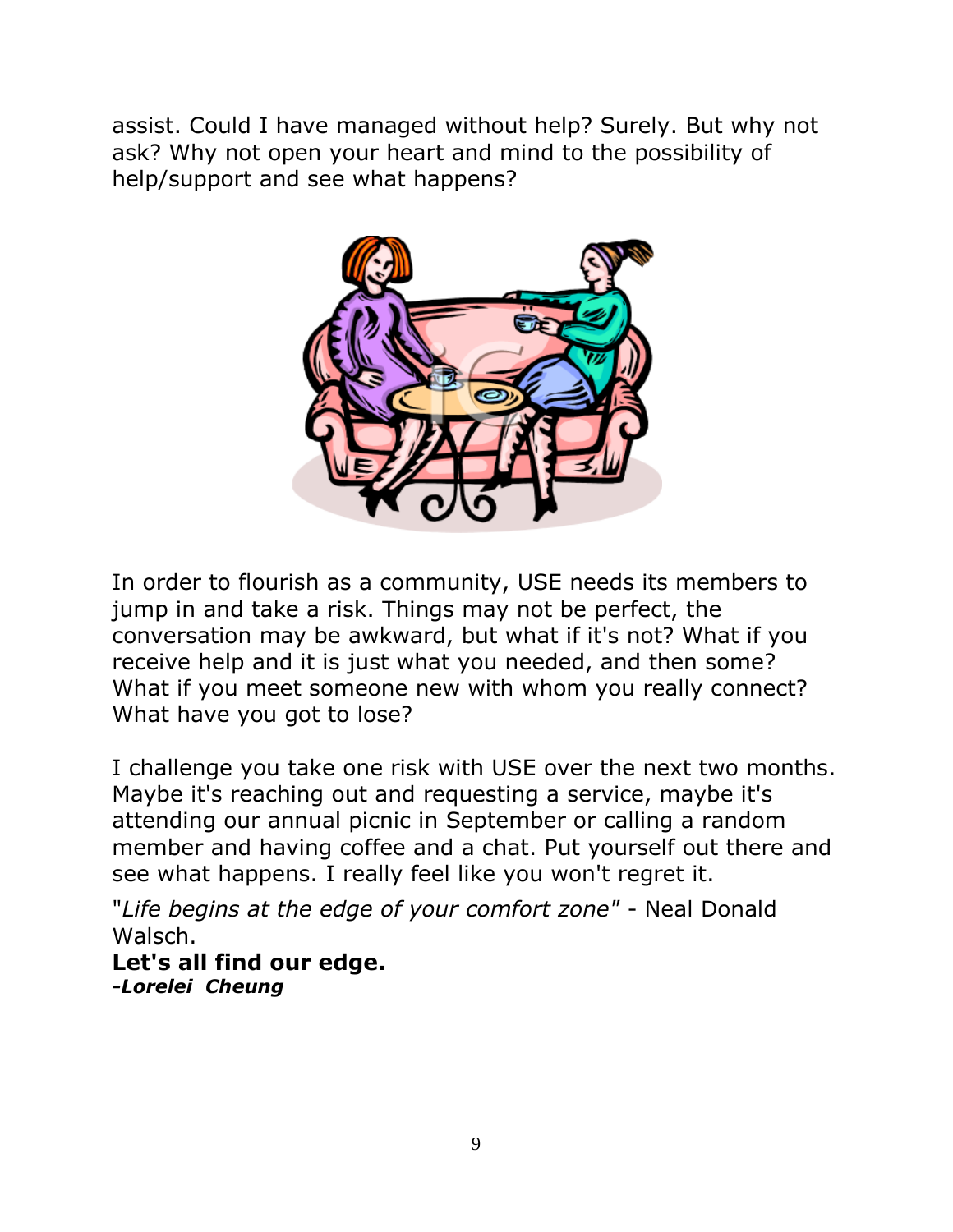assist. Could I have managed without help? Surely. But why not ask? Why not open your heart and mind to the possibility of help/support and see what happens?

In order to flourish as a community, USE needs its members to jump in and take a risk. Things may not be perfect, the conversation may be awkward, but what if it's not? What if you receive help and it is just what you needed, and then some? What if you meet someone new with whom you really connect? What have you got to lose?

I challenge you take one risk with USE over the next two months. Maybe it's reaching out and requesting a service, maybe it's attending our annual picnic in September or calling a random member and having coffee and a chat. Put yourself out there and see what happens. I really feel like you won't regret it.

"*Life begins at the edge of your comfort zone*" - Neal Donald Walsch.

**Let's all find our edge.**

***-Lorelei Cheung***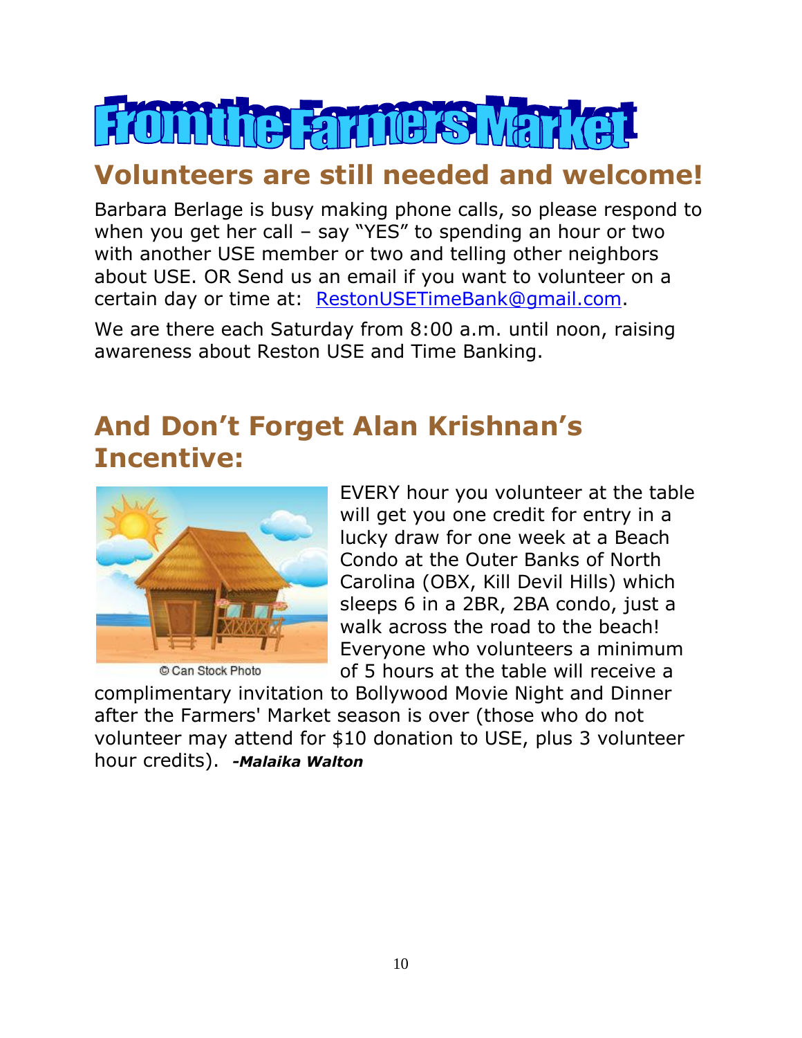# From the Farmers Market

## Volunteers are still needed and welcome!

Barbara Berlage is busy making phone calls, so please respond to when you get her call – say "YES" to spending an hour or two with another USE member or two and telling other neighbors about USE. OR Send us an email if you want to volunteer on a certain day or time at: RestonUSETimeBank@gmail.com.

We are there each Saturday from 8:00 a.m. until noon, raising awareness about Reston USE and Time Banking.

## And Don't Forget Alan Krishnan's Incentive:

© Can Stock Photo

EVERY hour you volunteer at the table will get you one credit for entry in a lucky draw for one week at a Beach Condo at the Outer Banks of North Carolina (OBX, Kill Devil Hills) which sleeps 6 in a 2BR, 2BA condo, just a walk across the road to the beach! Everyone who volunteers a minimum of 5 hours at the table will receive a complimentary invitation to Bollywood Movie Night and Dinner after the Farmers' Market season is over (those who do not volunteer may attend for $10 donation to USE, plus 3 volunteer hour credits). ***-Malaika Walton***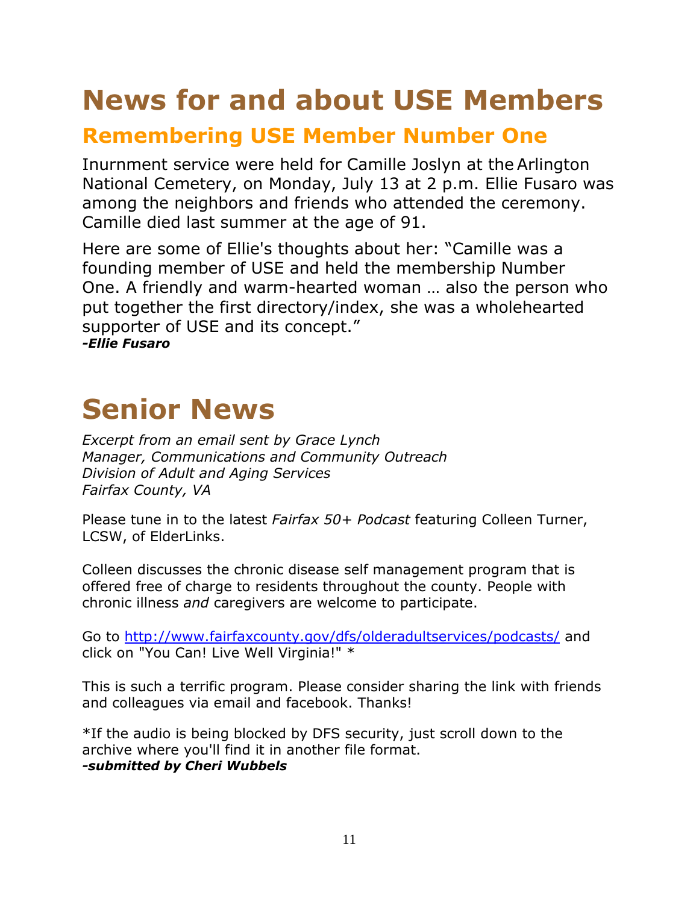# News for and about USE Members

## Remembering USE Member Number One

Inurnment service were held for Camille Joslyn at the Arlington National Cemetery, on Monday, July 13 at 2 p.m. Ellie Fusaro was among the neighbors and friends who attended the ceremony. Camille died last summer at the age of 91.

Here are some of Ellie's thoughts about her: "Camille was a founding member of USE and held the membership Number One. A friendly and warm-hearted woman … also the person who put together the first directory/index, she was a wholehearted supporter of USE and its concept."
***-Ellie Fusaro***

# Senior News

*Excerpt from an email sent by Grace Lynch*
*Manager, Communications and Community Outreach*
*Division of Adult and Aging Services*
*Fairfax County, VA*

Please tune in to the latest *Fairfax 50+ Podcast* featuring Colleen Turner, LCSW, of ElderLinks.

Colleen discusses the chronic disease self management program that is offered free of charge to residents throughout the county. People with chronic illness *and* caregivers are welcome to participate.

Go to http://www.fairfaxcounty.gov/dfs/olderadultservices/podcasts/ and click on "You Can! Live Well Virginia!" *

This is such a terrific program. Please consider sharing the link with friends and colleagues via email and facebook. Thanks!

*If the audio is being blocked by DFS security, just scroll down to the archive where you'll find it in another file format.
***-submitted by Cheri Wubbels***